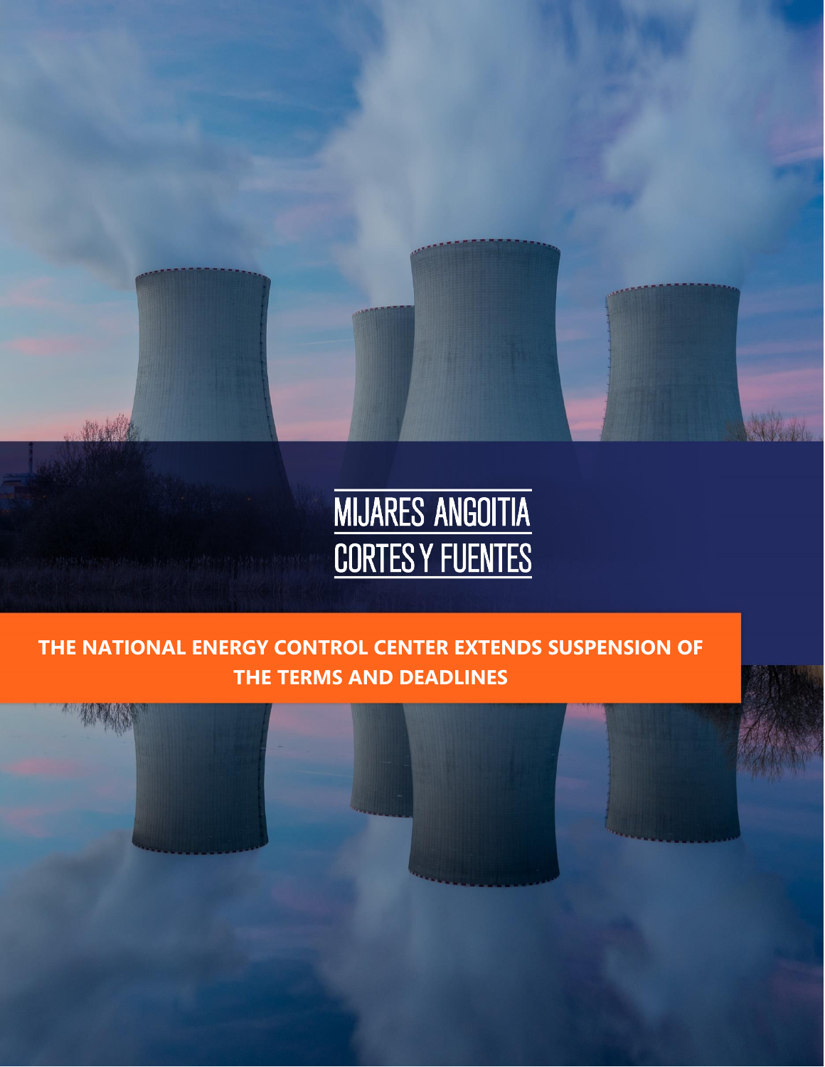MIJARES ANGOITIA
CORTES Y FUENTES

# THE NATIONAL ENERGY CONTROL CENTER EXTENDS SUSPENSION OF THE TERMS AND DEADLINES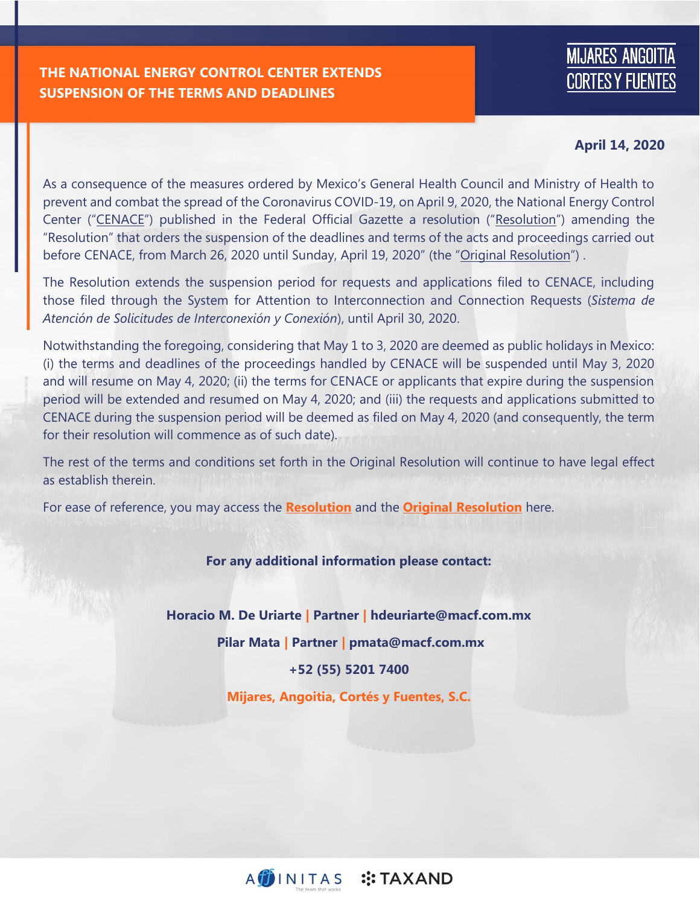# THE NATIONAL ENERGY CONTROL CENTER EXTENDS SUSPENSION OF THE TERMS AND DEADLINES

MIJARES ANGOITIA CORTES Y FUENTES

**April 14, 2020**

As a consequence of the measures ordered by Mexico's General Health Council and Ministry of Health to prevent and combat the spread of the Coronavirus COVID-19, on April 9, 2020, the National Energy Control Center ("CENACE") published in the Federal Official Gazette a resolution ("Resolution") amending the "Resolution" that orders the suspension of the deadlines and terms of the acts and proceedings carried out before CENACE, from March 26, 2020 until Sunday, April 19, 2020" (the "Original Resolution") .

The Resolution extends the suspension period for requests and applications filed to CENACE, including those filed through the System for Attention to Interconnection and Connection Requests (*Sistema de Atención de Solicitudes de Interconexión y Conexión*), until April 30, 2020.

Notwithstanding the foregoing, considering that May 1 to 3, 2020 are deemed as public holidays in Mexico: (i) the terms and deadlines of the proceedings handled by CENACE will be suspended until May 3, 2020 and will resume on May 4, 2020; (ii) the terms for CENACE or applicants that expire during the suspension period will be extended and resumed on May 4, 2020; and (iii) the requests and applications submitted to CENACE during the suspension period will be deemed as filed on May 4, 2020 (and consequently, the term for their resolution will commence as of such date).

The rest of the terms and conditions set forth in the Original Resolution will continue to have legal effect as establish therein.

For ease of reference, you may access the **Resolution** and the **Original Resolution** here.

**For any additional information please contact:**

**Horacio M. De Uriarte | Partner | hdeuriarte@macf.com.mx**

**Pilar Mata | Partner | pmata@macf.com.mx**

**+52 (55) 5201 7400**

**Mijares, Angoitia, Cortés y Fuentes, S.C.**

AFFINITAS The team that works TAXAND